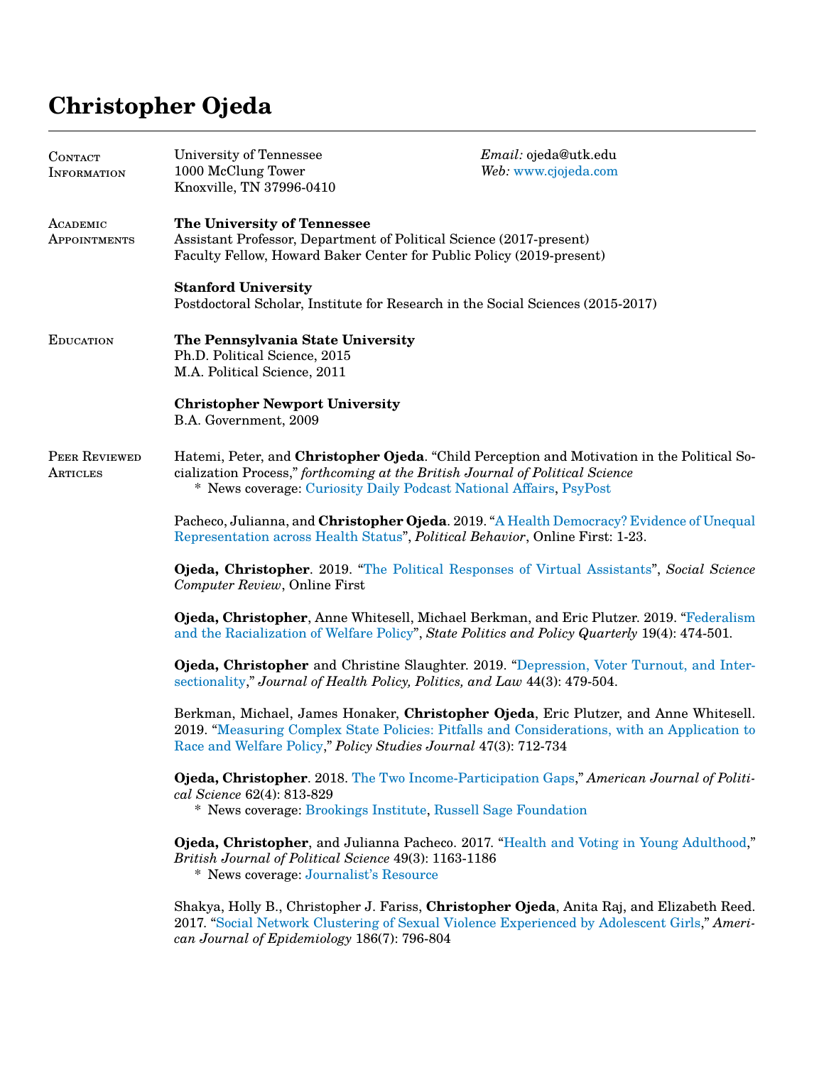# Christopher Ojeda

## Contact Information

University of Tennessee
1000 McClung Tower
Knoxville, TN 37996-0410

*Email:* ojeda@utk.edu
*Web:* www.cjojeda.com

## Academic Appointments

**The University of Tennessee**
Assistant Professor, Department of Political Science (2017-present)
Faculty Fellow, Howard Baker Center for Public Policy (2019-present)

**Stanford University**
Postdoctoral Scholar, Institute for Research in the Social Sciences (2015-2017)

## Education

**The Pennsylvania State University**
Ph.D. Political Science, 2015
M.A. Political Science, 2011

**Christopher Newport University**
B.A. Government, 2009

## Peer Reviewed Articles

Hatemi, Peter, and **Christopher Ojeda**. "Child Perception and Motivation in the Political Socialization Process," *forthcoming at the British Journal of Political Science*
  * News coverage: Curiosity Daily Podcast National Affairs, PsyPost

Pacheco, Julianna, and **Christopher Ojeda**. 2019. "A Health Democracy? Evidence of Unequal Representation across Health Status", *Political Behavior*, Online First: 1-23.

**Ojeda, Christopher**. 2019. "The Political Responses of Virtual Assistants", *Social Science Computer Review*, Online First

**Ojeda, Christopher**, Anne Whitesell, Michael Berkman, and Eric Plutzer. 2019. "Federalism and the Racialization of Welfare Policy", *State Politics and Policy Quarterly* 19(4): 474-501.

**Ojeda, Christopher** and Christine Slaughter. 2019. "Depression, Voter Turnout, and Intersectionality," *Journal of Health Policy, Politics, and Law* 44(3): 479-504.

Berkman, Michael, James Honaker, **Christopher Ojeda**, Eric Plutzer, and Anne Whitesell. 2019. "Measuring Complex State Policies: Pitfalls and Considerations, with an Application to Race and Welfare Policy," *Policy Studies Journal* 47(3): 712-734

**Ojeda, Christopher**. 2018. The Two Income-Participation Gaps," *American Journal of Political Science* 62(4): 813-829
  * News coverage: Brookings Institute, Russell Sage Foundation

**Ojeda, Christopher**, and Julianna Pacheco. 2017. "Health and Voting in Young Adulthood," *British Journal of Political Science* 49(3): 1163-1186
  * News coverage: Journalist's Resource

Shakya, Holly B., Christopher J. Fariss, **Christopher Ojeda**, Anita Raj, and Elizabeth Reed. 2017. "Social Network Clustering of Sexual Violence Experienced by Adolescent Girls," *American Journal of Epidemiology* 186(7): 796-804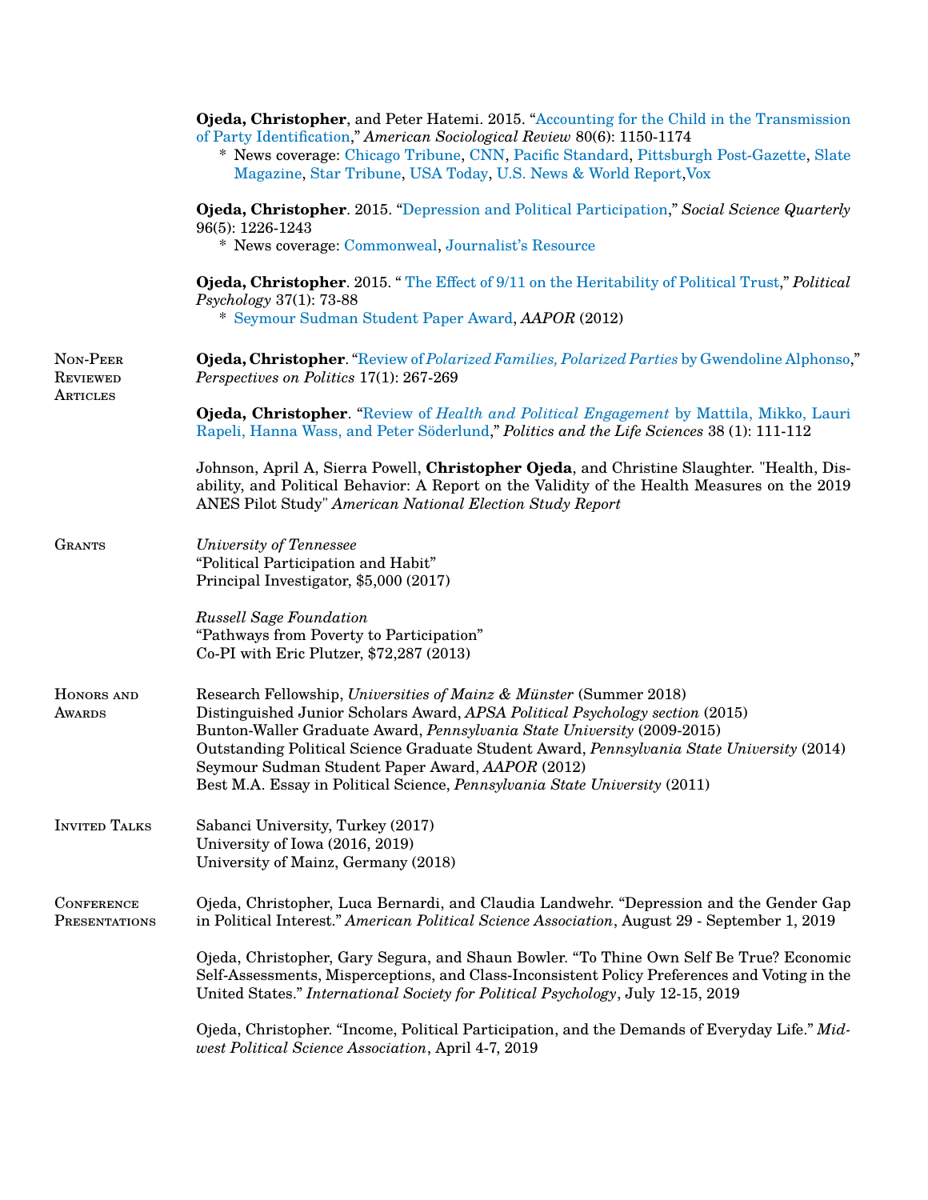**Ojeda, Christopher**, and Peter Hatemi. 2015. "Accounting for the Child in the Transmission of Party Identification," *American Sociological Review* 80(6): 1150-1174
- News coverage: Chicago Tribune, CNN, Pacific Standard, Pittsburgh Post-Gazette, Slate Magazine, Star Tribune, USA Today, U.S. News & World Report,Vox

**Ojeda, Christopher**. 2015. "Depression and Political Participation," *Social Science Quarterly* 96(5): 1226-1243
- News coverage: Commonweal, Journalist's Resource

**Ojeda, Christopher**. 2015. " The Effect of 9/11 on the Heritability of Political Trust," *Political Psychology* 37(1): 73-88
- Seymour Sudman Student Paper Award, *AAPOR* (2012)

## Non-Peer Reviewed Articles

**Ojeda, Christopher**. "Review of *Polarized Families, Polarized Parties* by Gwendoline Alphonso," *Perspectives on Politics* 17(1): 267-269

**Ojeda, Christopher**. "Review of *Health and Political Engagement* by Mattila, Mikko, Lauri Rapeli, Hanna Wass, and Peter Söderlund," *Politics and the Life Sciences* 38 (1): 111-112

Johnson, April A, Sierra Powell, **Christopher Ojeda**, and Christine Slaughter. "Health, Disability, and Political Behavior: A Report on the Validity of the Health Measures on the 2019 ANES Pilot Study" *American National Election Study Report*

## Grants

*University of Tennessee*
"Political Participation and Habit"
Principal Investigator, $5,000 (2017)

*Russell Sage Foundation*
"Pathways from Poverty to Participation"
Co-PI with Eric Plutzer, $72,287 (2013)

## Honors and Awards

Research Fellowship, *Universities of Mainz & Münster* (Summer 2018)
Distinguished Junior Scholars Award, *APSA Political Psychology section* (2015)
Bunton-Waller Graduate Award, *Pennsylvania State University* (2009-2015)
Outstanding Political Science Graduate Student Award, *Pennsylvania State University* (2014)
Seymour Sudman Student Paper Award, *AAPOR* (2012)
Best M.A. Essay in Political Science, *Pennsylvania State University* (2011)

## Invited Talks

Sabanci University, Turkey (2017)
University of Iowa (2016, 2019)
University of Mainz, Germany (2018)

## Conference Presentations

Ojeda, Christopher, Luca Bernardi, and Claudia Landwehr. "Depression and the Gender Gap in Political Interest." *American Political Science Association*, August 29 - September 1, 2019

Ojeda, Christopher, Gary Segura, and Shaun Bowler. "To Thine Own Self Be True? Economic Self-Assessments, Misperceptions, and Class-Inconsistent Policy Preferences and Voting in the United States." *International Society for Political Psychology*, July 12-15, 2019

Ojeda, Christopher. "Income, Political Participation, and the Demands of Everyday Life." *Midwest Political Science Association*, April 4-7, 2019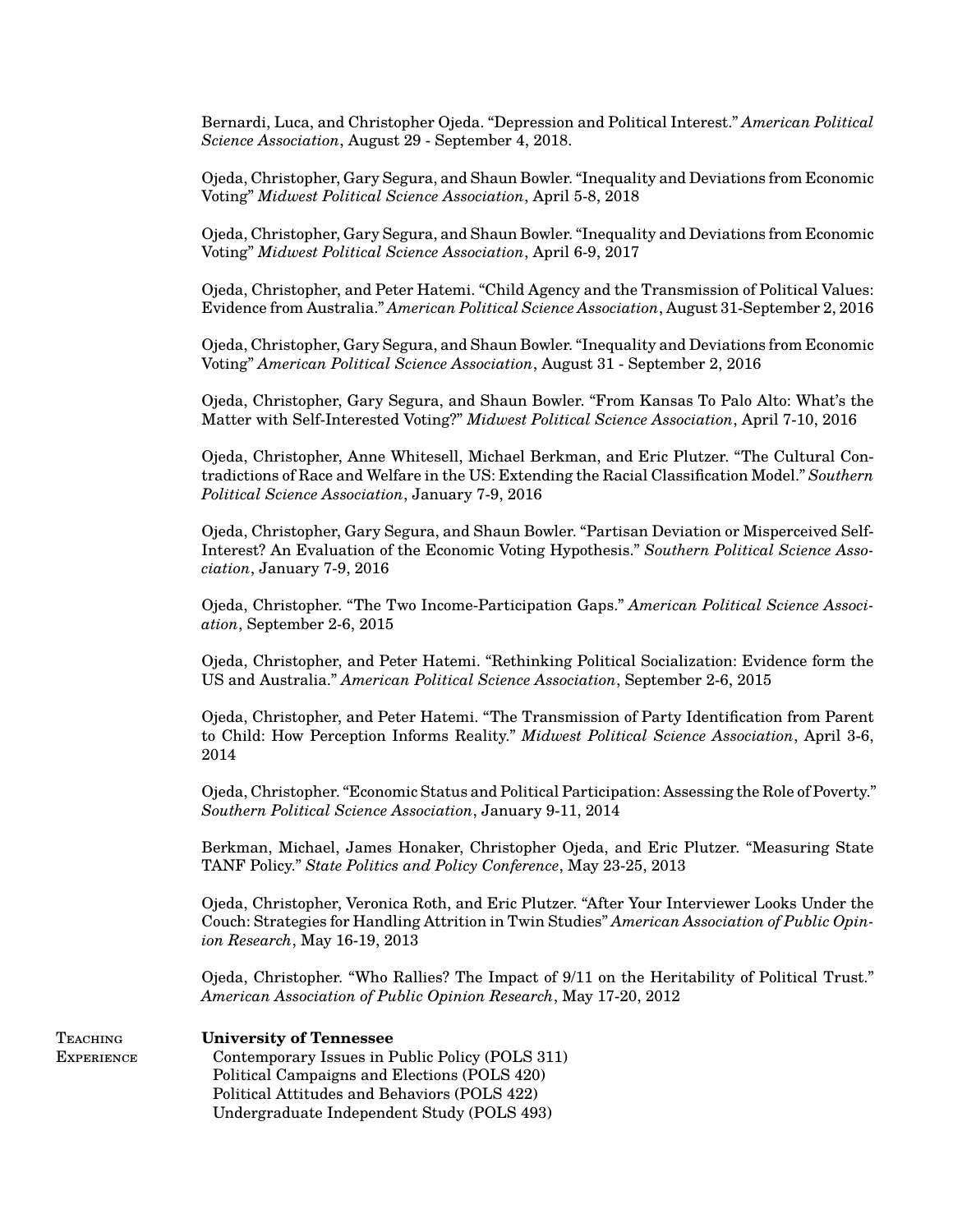Bernardi, Luca, and Christopher Ojeda. "Depression and Political Interest." *American Political Science Association*, August 29 - September 4, 2018.

Ojeda, Christopher, Gary Segura, and Shaun Bowler. "Inequality and Deviations from Economic Voting" *Midwest Political Science Association*, April 5-8, 2018

Ojeda, Christopher, Gary Segura, and Shaun Bowler. "Inequality and Deviations from Economic Voting" *Midwest Political Science Association*, April 6-9, 2017

Ojeda, Christopher, and Peter Hatemi. "Child Agency and the Transmission of Political Values: Evidence from Australia." *American Political Science Association*, August 31-September 2, 2016

Ojeda, Christopher, Gary Segura, and Shaun Bowler. "Inequality and Deviations from Economic Voting" *American Political Science Association*, August 31 - September 2, 2016

Ojeda, Christopher, Gary Segura, and Shaun Bowler. "From Kansas To Palo Alto: What's the Matter with Self-Interested Voting?" *Midwest Political Science Association*, April 7-10, 2016

Ojeda, Christopher, Anne Whitesell, Michael Berkman, and Eric Plutzer. "The Cultural Contradictions of Race and Welfare in the US: Extending the Racial Classification Model." *Southern Political Science Association*, January 7-9, 2016

Ojeda, Christopher, Gary Segura, and Shaun Bowler. "Partisan Deviation or Misperceived Self-Interest? An Evaluation of the Economic Voting Hypothesis." *Southern Political Science Association*, January 7-9, 2016

Ojeda, Christopher. "The Two Income-Participation Gaps." *American Political Science Association*, September 2-6, 2015

Ojeda, Christopher, and Peter Hatemi. "Rethinking Political Socialization: Evidence form the US and Australia." *American Political Science Association*, September 2-6, 2015

Ojeda, Christopher, and Peter Hatemi. "The Transmission of Party Identification from Parent to Child: How Perception Informs Reality." *Midwest Political Science Association*, April 3-6, 2014

Ojeda, Christopher. "Economic Status and Political Participation: Assessing the Role of Poverty." *Southern Political Science Association*, January 9-11, 2014

Berkman, Michael, James Honaker, Christopher Ojeda, and Eric Plutzer. "Measuring State TANF Policy." *State Politics and Policy Conference*, May 23-25, 2013

Ojeda, Christopher, Veronica Roth, and Eric Plutzer. "After Your Interviewer Looks Under the Couch: Strategies for Handling Attrition in Twin Studies" *American Association of Public Opinion Research*, May 16-19, 2013

Ojeda, Christopher. "Who Rallies? The Impact of 9/11 on the Heritability of Political Trust." *American Association of Public Opinion Research*, May 17-20, 2012

## Teaching Experience

**University of Tennessee**

- Contemporary Issues in Public Policy (POLS 311)
- Political Campaigns and Elections (POLS 420)
- Political Attitudes and Behaviors (POLS 422)
- Undergraduate Independent Study (POLS 493)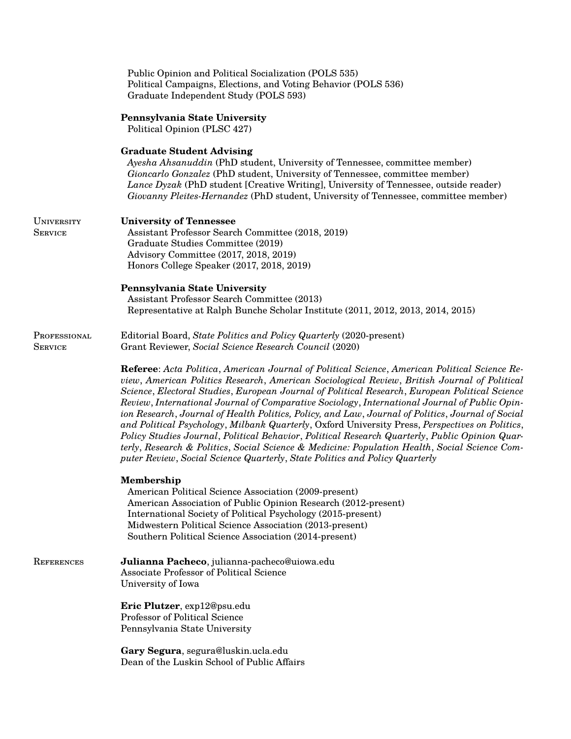Public Opinion and Political Socialization (POLS 535)
Political Campaigns, Elections, and Voting Behavior (POLS 536)
Graduate Independent Study (POLS 593)

**Pennsylvania State University**
Political Opinion (PLSC 427)

**Graduate Student Advising**
*Ayesha Ahsanuddin* (PhD student, University of Tennessee, committee member)
*Gioncarlo Gonzalez* (PhD student, University of Tennessee, committee member)
*Lance Dyzak* (PhD student [Creative Writing], University of Tennessee, outside reader)
*Giovanny Pleites-Hernandez* (PhD student, University of Tennessee, committee member)

## University Service

**University of Tennessee**
Assistant Professor Search Committee (2018, 2019)
Graduate Studies Committee (2019)
Advisory Committee (2017, 2018, 2019)
Honors College Speaker (2017, 2018, 2019)

**Pennsylvania State University**
Assistant Professor Search Committee (2013)
Representative at Ralph Bunche Scholar Institute (2011, 2012, 2013, 2014, 2015)

## Professional Service

Editorial Board, *State Politics and Policy Quarterly* (2020-present)
Grant Reviewer, *Social Science Research Council* (2020)

**Referee**: *Acta Politica*, *American Journal of Political Science*, *American Political Science Review*, *American Politics Research*, *American Sociological Review*, *British Journal of Political Science*, *Electoral Studies*, *European Journal of Political Research*, *European Political Science Review*, *International Journal of Comparative Sociology*, *International Journal of Public Opinion Research*, *Journal of Health Politics, Policy, and Law*, *Journal of Politics*, *Journal of Social and Political Psychology*, *Milbank Quarterly*, Oxford University Press, *Perspectives on Politics*, *Policy Studies Journal*, *Political Behavior*, *Political Research Quarterly*, *Public Opinion Quarterly*, *Research & Politics*, *Social Science & Medicine: Population Health*, *Social Science Computer Review*, *Social Science Quarterly*, *State Politics and Policy Quarterly*

**Membership**
American Political Science Association (2009-present)
American Association of Public Opinion Research (2012-present)
International Society of Political Psychology (2015-present)
Midwestern Political Science Association (2013-present)
Southern Political Science Association (2014-present)

## References

**Julianna Pacheco**, julianna-pacheco@uiowa.edu
Associate Professor of Political Science
University of Iowa

**Eric Plutzer**, exp12@psu.edu
Professor of Political Science
Pennsylvania State University

**Gary Segura**, segura@luskin.ucla.edu
Dean of the Luskin School of Public Affairs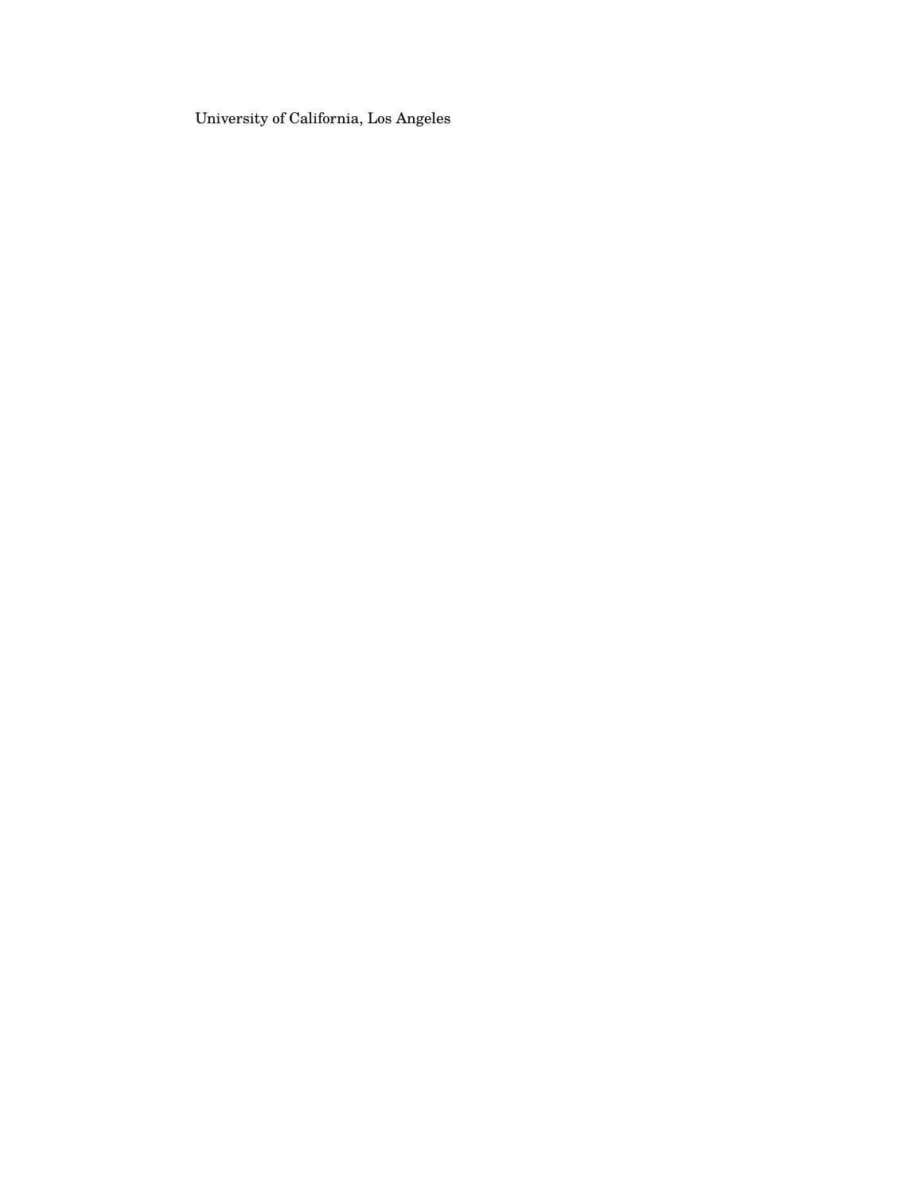University of California, Los Angeles